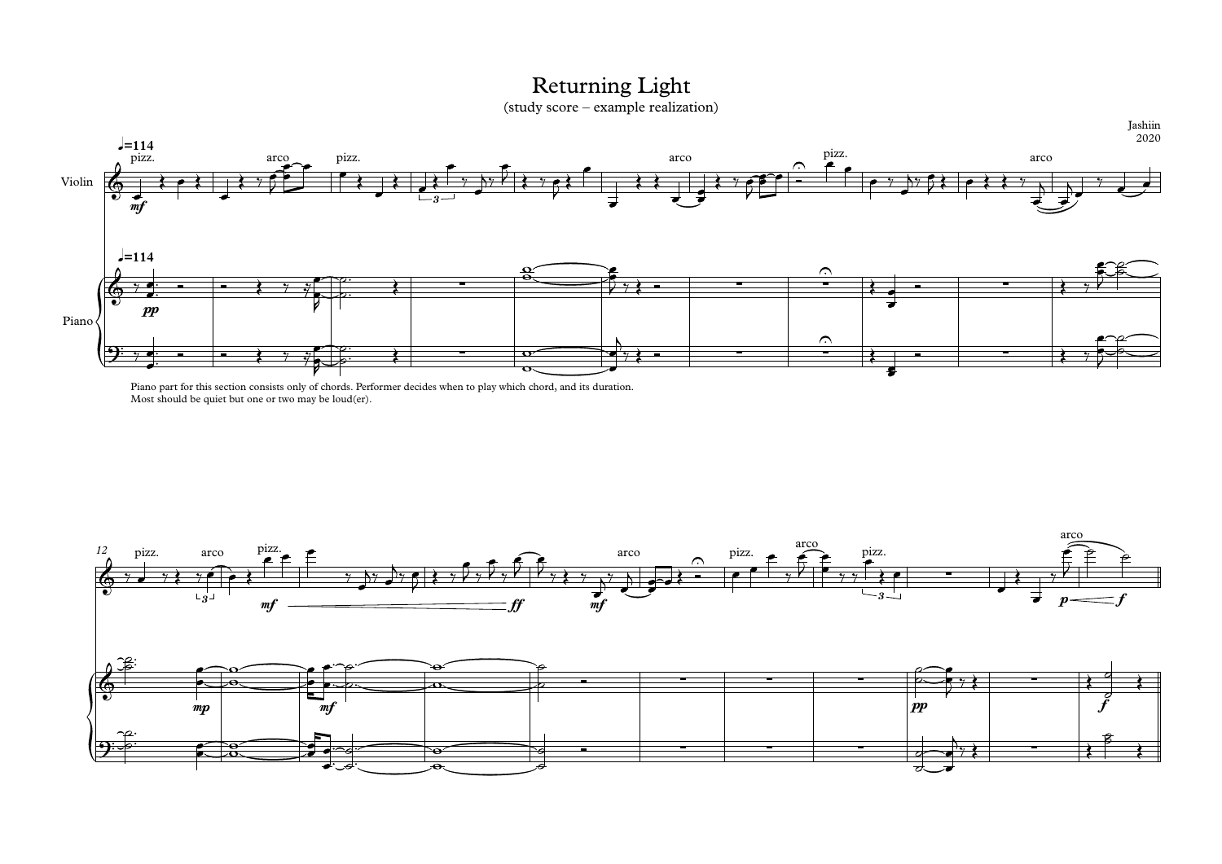# Returning Light

(study score – example realization)

Jashiin
2020

Piano part for this section consists only of chords. Performer decides when to play which chord, and its duration.
Most should be quiet but one or two may be loud(er).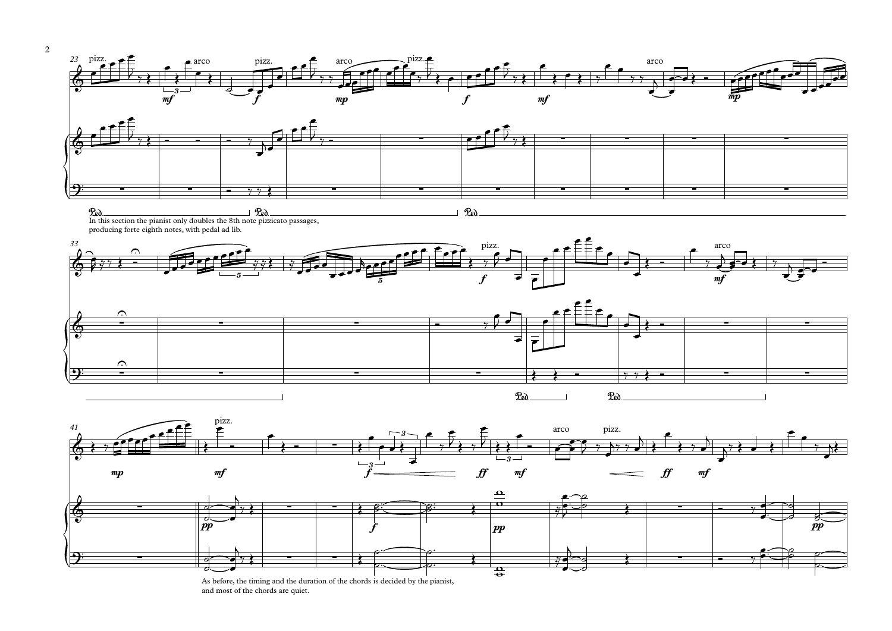In this section the pianist only doubles the 8th note pizzicato passages, producing forte eighth notes, with pedal ad lib.

As before, the timing and the duration of the chords is decided by the pianist, and most of the chords are quiet.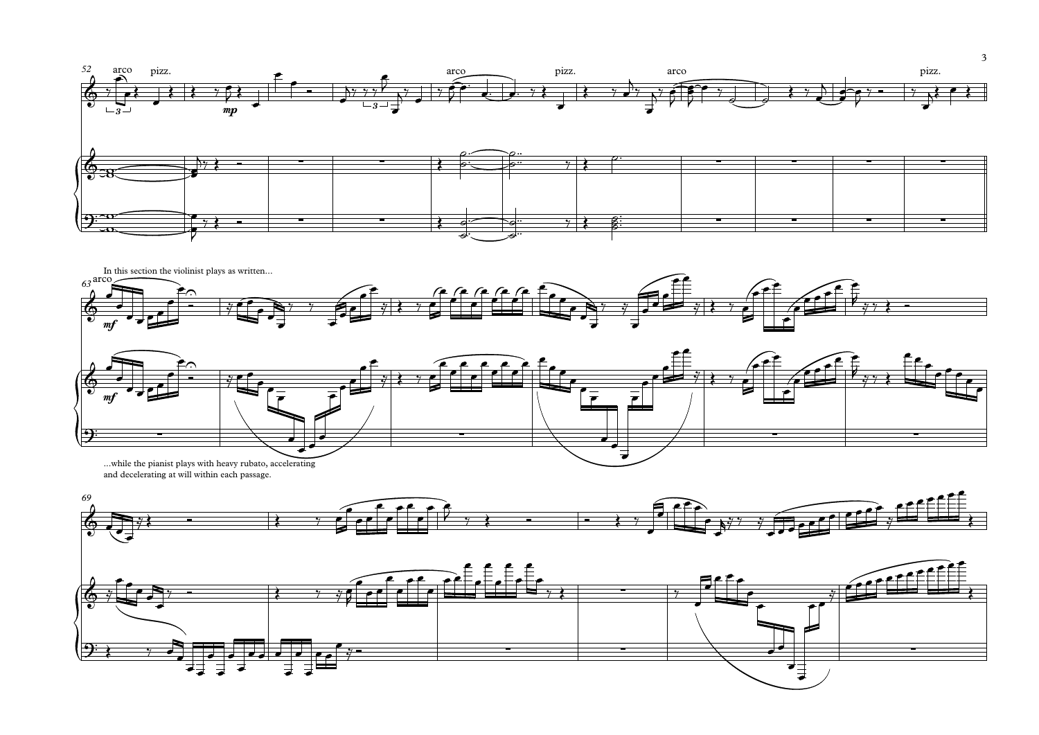In this section the violinist plays as written...

...while the pianist plays with heavy rubato, accelerating and decelerating at will within each passage.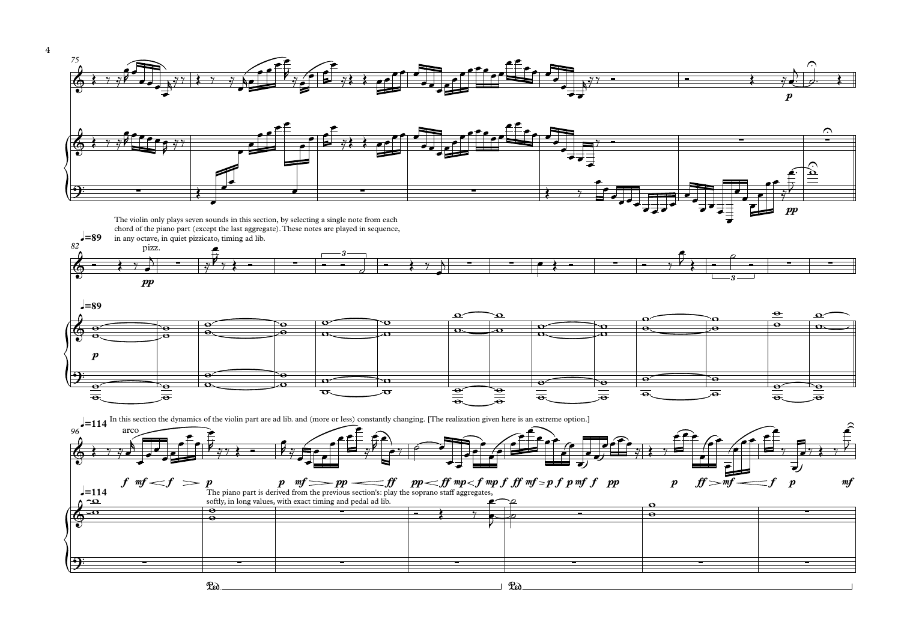The violin only plays seven sounds in this section, by selecting a single note from each chord of the piano part (except the last aggregate). These notes are played in sequence, in any octave, in quiet pizzicato, timing ad lib.

In this section the dynamics of the violin part are ad lib. and (more or less) constantly changing. [The realization given here is an extreme option.]

The piano part is derived from the previous section's: play the soprano staff aggregates, softly, in long values, with exact timing and pedal ad lib.